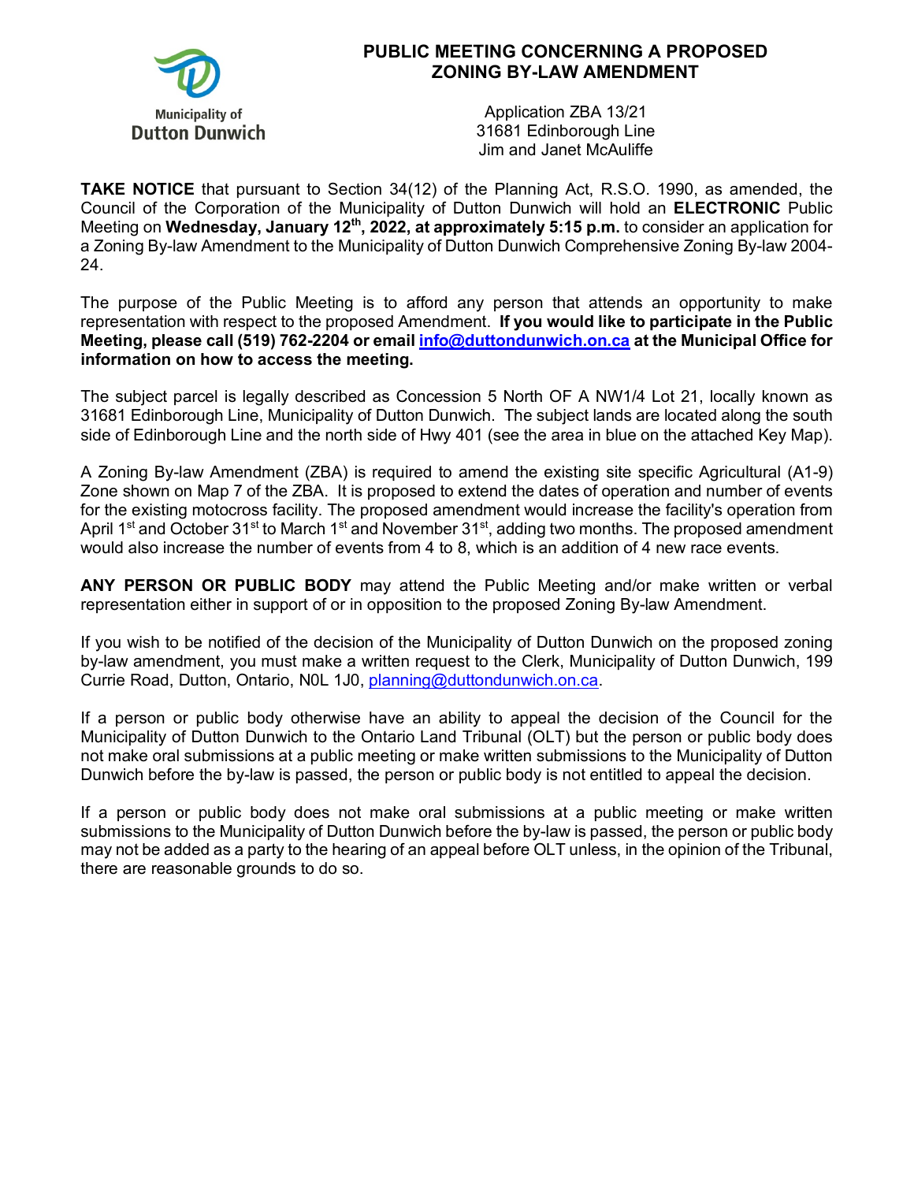Municipality of Dutton Dunwich

# PUBLIC MEETING CONCERNING A PROPOSED ZONING BY-LAW AMENDMENT

Application ZBA 13/21
31681 Edinborough Line
Jim and Janet McAuliffe

**TAKE NOTICE** that pursuant to Section 34(12) of the Planning Act, R.S.O. 1990, as amended, the Council of the Corporation of the Municipality of Dutton Dunwich will hold an **ELECTRONIC** Public Meeting on **Wednesday, January 12th, 2022, at approximately 5:15 p.m.** to consider an application for a Zoning By-law Amendment to the Municipality of Dutton Dunwich Comprehensive Zoning By-law 2004-24.

The purpose of the Public Meeting is to afford any person that attends an opportunity to make representation with respect to the proposed Amendment. **If you would like to participate in the Public Meeting, please call (519) 762-2204 or email info@duttondunwich.on.ca at the Municipal Office for information on how to access the meeting.**

The subject parcel is legally described as Concession 5 North OF A NW1/4 Lot 21, locally known as 31681 Edinborough Line, Municipality of Dutton Dunwich. The subject lands are located along the south side of Edinborough Line and the north side of Hwy 401 (see the area in blue on the attached Key Map).

A Zoning By-law Amendment (ZBA) is required to amend the existing site specific Agricultural (A1-9) Zone shown on Map 7 of the ZBA. It is proposed to extend the dates of operation and number of events for the existing motocross facility. The proposed amendment would increase the facility's operation from April 1st and October 31st to March 1st and November 31st, adding two months. The proposed amendment would also increase the number of events from 4 to 8, which is an addition of 4 new race events.

**ANY PERSON OR PUBLIC BODY** may attend the Public Meeting and/or make written or verbal representation either in support of or in opposition to the proposed Zoning By-law Amendment.

If you wish to be notified of the decision of the Municipality of Dutton Dunwich on the proposed zoning by-law amendment, you must make a written request to the Clerk, Municipality of Dutton Dunwich, 199 Currie Road, Dutton, Ontario, N0L 1J0, planning@duttondunwich.on.ca.

If a person or public body otherwise have an ability to appeal the decision of the Council for the Municipality of Dutton Dunwich to the Ontario Land Tribunal (OLT) but the person or public body does not make oral submissions at a public meeting or make written submissions to the Municipality of Dutton Dunwich before the by-law is passed, the person or public body is not entitled to appeal the decision.

If a person or public body does not make oral submissions at a public meeting or make written submissions to the Municipality of Dutton Dunwich before the by-law is passed, the person or public body may not be added as a party to the hearing of an appeal before OLT unless, in the opinion of the Tribunal, there are reasonable grounds to do so.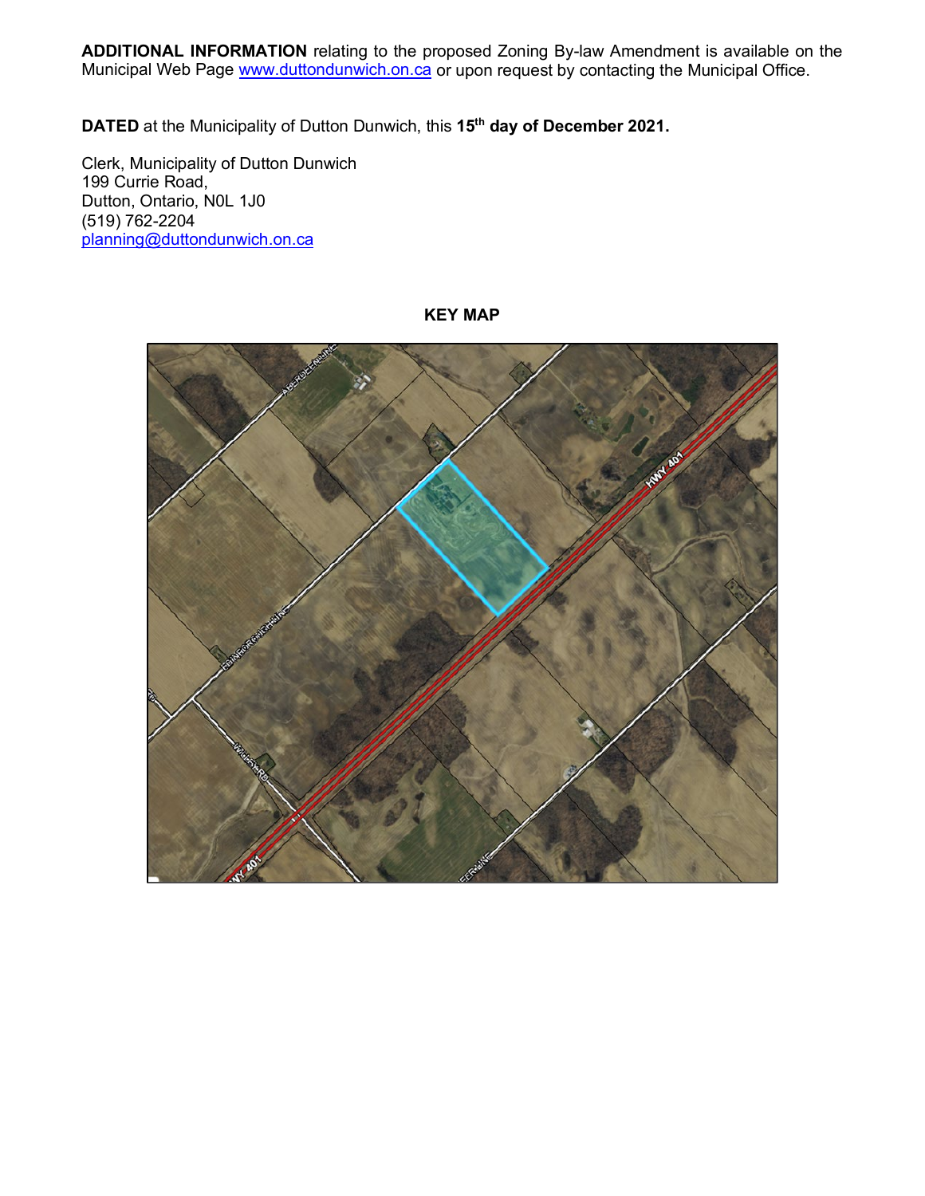**ADDITIONAL INFORMATION** relating to the proposed Zoning By-law Amendment is available on the Municipal Web Page www.duttondunwich.on.ca or upon request by contacting the Municipal Office.

**DATED** at the Municipality of Dutton Dunwich, this **15th day of December 2021.**

Clerk, Municipality of Dutton Dunwich
199 Currie Road,
Dutton, Ontario, N0L 1J0
(519) 762-2204
planning@duttondunwich.on.ca

**KEY MAP**

HWY 401

HWY 401